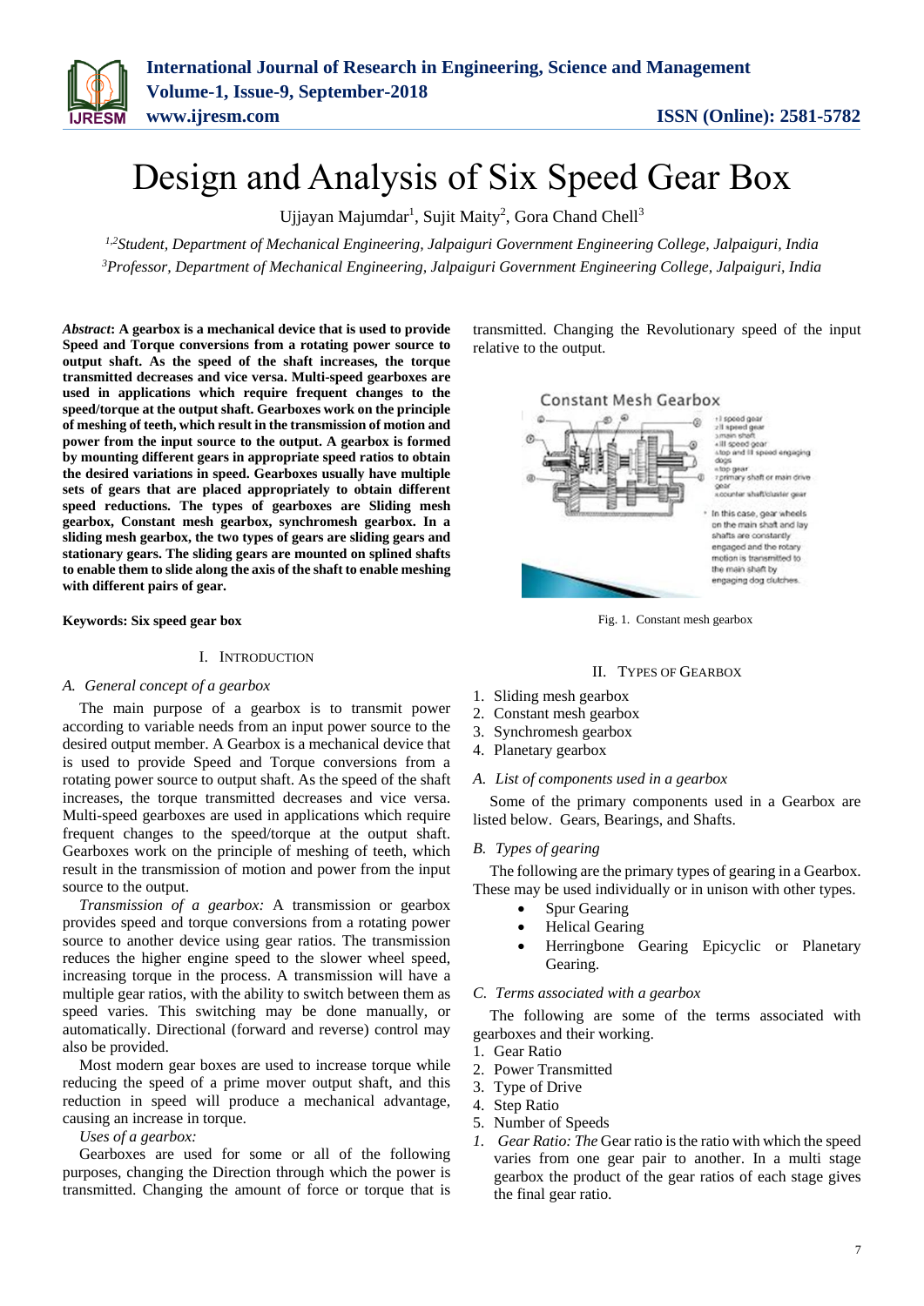# Design and Analysis of Six Speed Gear Box

Ujjayan Majumdar[1], Sujit Maity[2], Gora Chand Chell[3]

[1,2]*Student, Department of Mechanical Engineering, Jalpaiguri Government Engineering College, Jalpaiguri, India*
[3]*Professor, Department of Mechanical Engineering, Jalpaiguri Government Engineering College, Jalpaiguri, India*

***Abstract*: A gearbox is a mechanical device that is used to provide Speed and Torque conversions from a rotating power source to output shaft. As the speed of the shaft increases, the torque transmitted decreases and vice versa. Multi-speed gearboxes are used in applications which require frequent changes to the speed/torque at the output shaft. Gearboxes work on the principle of meshing of teeth, which result in the transmission of motion and power from the input source to the output. A gearbox is formed by mounting different gears in appropriate speed ratios to obtain the desired variations in speed. Gearboxes usually have multiple sets of gears that are placed appropriately to obtain different speed reductions. The types of gearboxes are Sliding mesh gearbox, Constant mesh gearbox, synchromesh gearbox. In a sliding mesh gearbox, the two types of gears are sliding gears and stationary gears. The sliding gears are mounted on splined shafts to enable them to slide along the axis of the shaft to enable meshing with different pairs of gear.**

**Keywords: Six speed gear box**

## I. Introduction

### *A. General concept of a gearbox*

The main purpose of a gearbox is to transmit power according to variable needs from an input power source to the desired output member. A Gearbox is a mechanical device that is used to provide Speed and Torque conversions from a rotating power source to output shaft. As the speed of the shaft increases, the torque transmitted decreases and vice versa. Multi-speed gearboxes are used in applications which require frequent changes to the speed/torque at the output shaft. Gearboxes work on the principle of meshing of teeth, which result in the transmission of motion and power from the input source to the output.

*Transmission of a gearbox:* A transmission or gearbox provides speed and torque conversions from a rotating power source to another device using gear ratios. The transmission reduces the higher engine speed to the slower wheel speed, increasing torque in the process. A transmission will have a multiple gear ratios, with the ability to switch between them as speed varies. This switching may be done manually, or automatically. Directional (forward and reverse) control may also be provided.

Most modern gear boxes are used to increase torque while reducing the speed of a prime mover output shaft, and this reduction in speed will produce a mechanical advantage, causing an increase in torque.

*Uses of a gearbox:*

Gearboxes are used for some or all of the following purposes, changing the Direction through which the power is transmitted. Changing the amount of force or torque that is transmitted. Changing the Revolutionary speed of the input relative to the output.

Fig. 1. Constant mesh gearbox

## II. Types of Gearbox

1. Sliding mesh gearbox
2. Constant mesh gearbox
3. Synchromesh gearbox
4. Planetary gearbox

### *A. List of components used in a gearbox*

Some of the primary components used in a Gearbox are listed below. Gears, Bearings, and Shafts.

### *B. Types of gearing*

The following are the primary types of gearing in a Gearbox. These may be used individually or in unison with other types.

- Spur Gearing
- Helical Gearing
- Herringbone Gearing Epicyclic or Planetary Gearing.

### *C. Terms associated with a gearbox*

The following are some of the terms associated with gearboxes and their working.

1. Gear Ratio
2. Power Transmitted
3. Type of Drive
4. Step Ratio
5. Number of Speeds

1. *Gear Ratio: The* Gear ratio is the ratio with which the speed varies from one gear pair to another. In a multi stage gearbox the product of the gear ratios of each stage gives the final gear ratio.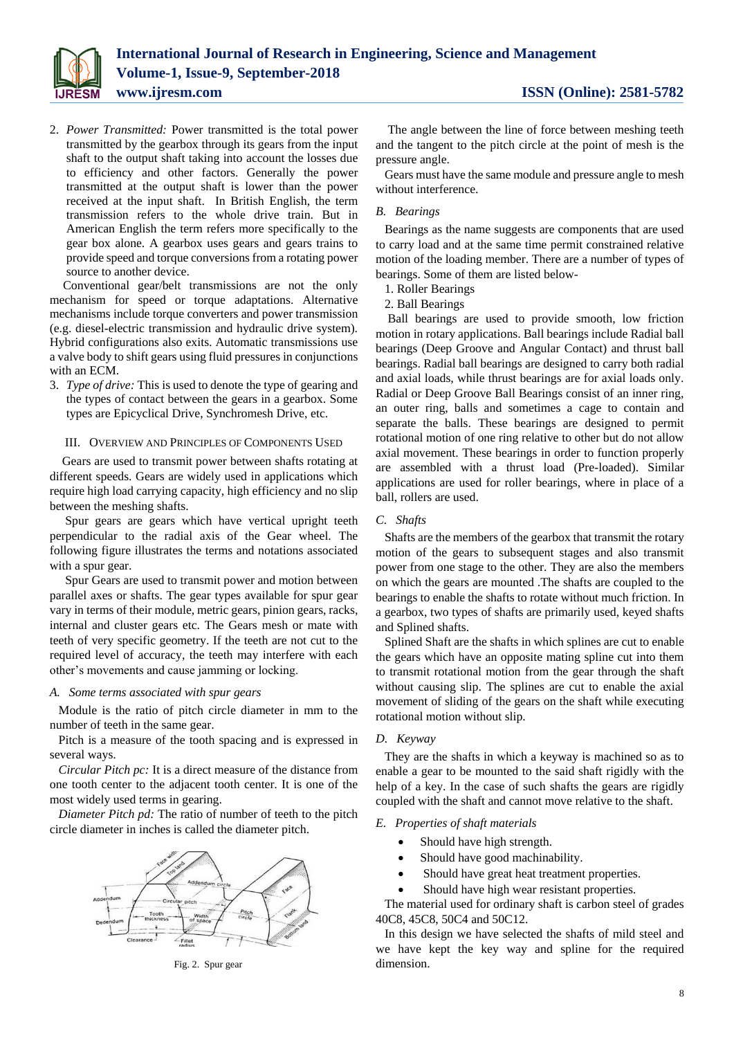2. *Power Transmitted:* Power transmitted is the total power transmitted by the gearbox through its gears from the input shaft to the output shaft taking into account the losses due to efficiency and other factors. Generally the power transmitted at the output shaft is lower than the power received at the input shaft. In British English, the term transmission refers to the whole drive train. But in American English the term refers more specifically to the gear box alone. A gearbox uses gears and gears trains to provide speed and torque conversions from a rotating power source to another device.

Conventional gear/belt transmissions are not the only mechanism for speed or torque adaptations. Alternative mechanisms include torque converters and power transmission (e.g. diesel-electric transmission and hydraulic drive system). Hybrid configurations also exits. Automatic transmissions use a valve body to shift gears using fluid pressures in conjunctions with an ECM.

3. *Type of drive:* This is used to denote the type of gearing and the types of contact between the gears in a gearbox. Some types are Epicyclical Drive, Synchromesh Drive, etc.

## III. Overview and Principles of Components Used

Gears are used to transmit power between shafts rotating at different speeds. Gears are widely used in applications which require high load carrying capacity, high efficiency and no slip between the meshing shafts.

Spur gears are gears which have vertical upright teeth perpendicular to the radial axis of the Gear wheel. The following figure illustrates the terms and notations associated with a spur gear.

Spur Gears are used to transmit power and motion between parallel axes or shafts. The gear types available for spur gear vary in terms of their module, metric gears, pinion gears, racks, internal and cluster gears etc. The Gears mesh or mate with teeth of very specific geometry. If the teeth are not cut to the required level of accuracy, the teeth may interfere with each other's movements and cause jamming or locking.

### A. Some terms associated with spur gears

Module is the ratio of pitch circle diameter in mm to the number of teeth in the same gear.

Pitch is a measure of the tooth spacing and is expressed in several ways.

*Circular Pitch pc:* It is a direct measure of the distance from one tooth center to the adjacent tooth center. It is one of the most widely used terms in gearing.

*Diameter Pitch pd:* The ratio of number of teeth to the pitch circle diameter in inches is called the diameter pitch.

Fig. 2. Spur gear

The angle between the line of force between meshing teeth and the tangent to the pitch circle at the point of mesh is the pressure angle.

Gears must have the same module and pressure angle to mesh without interference.

### B. Bearings

Bearings as the name suggests are components that are used to carry load and at the same time permit constrained relative motion of the loading member. There are a number of types of bearings. Some of them are listed below-

1. Roller Bearings
2. Ball Bearings

Ball bearings are used to provide smooth, low friction motion in rotary applications. Ball bearings include Radial ball bearings (Deep Groove and Angular Contact) and thrust ball bearings. Radial ball bearings are designed to carry both radial and axial loads, while thrust bearings are for axial loads only. Radial or Deep Groove Ball Bearings consist of an inner ring, an outer ring, balls and sometimes a cage to contain and separate the balls. These bearings are designed to permit rotational motion of one ring relative to other but do not allow axial movement. These bearings in order to function properly are assembled with a thrust load (Pre-loaded). Similar applications are used for roller bearings, where in place of a ball, rollers are used.

### C. Shafts

Shafts are the members of the gearbox that transmit the rotary motion of the gears to subsequent stages and also transmit power from one stage to the other. They are the members on which the gears are mounted .The shafts are coupled to the bearings to enable the shafts to rotate without much friction. In a gearbox, two types of shafts are primarily used, keyed shafts and Splined shafts.

Splined Shaft are the shafts in which splines are cut to enable the gears which have an opposite mating spline cut into them to transmit rotational motion from the gear through the shaft without causing slip. The splines are cut to enable the axial movement of sliding of the gears on the shaft while executing rotational motion without slip.

### D. Keyway

They are the shafts in which a keyway is machined so as to enable a gear to be mounted to the said shaft rigidly with the help of a key. In the case of such shafts the gears are rigidly coupled with the shaft and cannot move relative to the shaft.

### E. Properties of shaft materials

- Should have high strength.
- Should have good machinability.
- Should have great heat treatment properties.
- Should have high wear resistant properties.

The material used for ordinary shaft is carbon steel of grades 40C8, 45C8, 50C4 and 50C12.

In this design we have selected the shafts of mild steel and we have kept the key way and spline for the required dimension.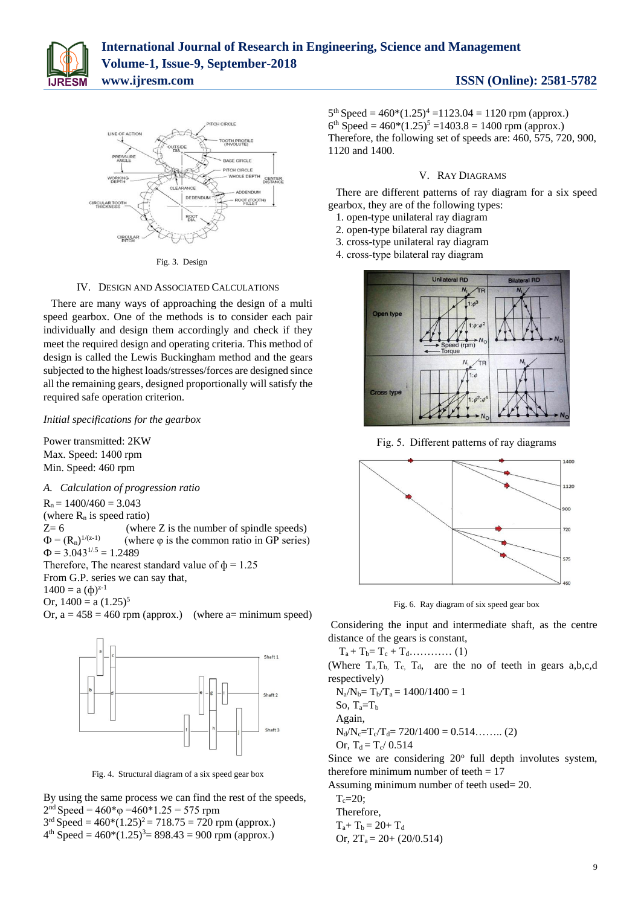Fig. 3. Design

## IV. Design and Associated Calculations

There are many ways of approaching the design of a multi speed gearbox. One of the methods is to consider each pair individually and design them accordingly and check if they meet the required design and operating criteria. This method of design is called the Lewis Buckingham method and the gears subjected to the highest loads/stresses/forces are designed since all the remaining gears, designed proportionally will satisfy the required safe operation criterion.

*Initial specifications for the gearbox*

Power transmitted: 2KW
Max. Speed: 1400 rpm
Min. Speed: 460 rpm

### *A. Calculation of progression ratio*

$R_n = 1400/460 = 3.043$
(where $R_n$ is speed ratio)
$Z = 6$ (where Z is the number of spindle speeds)
$\Phi = (R_n)^{1/(z-1)}$ (where φ is the common ratio in GP series)
$\Phi = 3.043^{1/5} = 1.2489$
Therefore, The nearest standard value of $\phi = 1.25$
From G.P. series we can say that,
$1400 = a\,(\phi)^{z-1}$
Or, $1400 = a\,(1.25)^5$
Or, $a = 458 = 460$ rpm (approx.) (where a= minimum speed)

Fig. 4. Structural diagram of a six speed gear box

By using the same process we can find the rest of the speeds,
2nd Speed = $460 * \varphi = 460 * 1.25 = 575$ rpm
3rd Speed = $460*(1.25)^2 = 718.75 = 720$ rpm (approx.)
4th Speed = $460*(1.25)^3 = 898.43 = 900$ rpm (approx.)
5th Speed = $460*(1.25)^4 = 1123.04 = 1120$ rpm (approx.)
6th Speed = $460*(1.25)^5 = 1403.8 = 1400$ rpm (approx.)
Therefore, the following set of speeds are: 460, 575, 720, 900, 1120 and 1400.

## V. Ray Diagrams

There are different patterns of ray diagram for a six speed gearbox, they are of the following types:

1. open-type unilateral ray diagram
2. open-type bilateral ray diagram
3. cross-type unilateral ray diagram
4. cross-type bilateral ray diagram

Fig. 5. Different patterns of ray diagrams

Fig. 6. Ray diagram of six speed gear box

Considering the input and intermediate shaft, as the centre distance of the gears is constant,

$T_a + T_b = T_c + T_d$………… (1)

(Where $T_a$, $T_b$, $T_c$, $T_d$, are the no of teeth in gears a,b,c,d respectively)

$N_a/N_b = T_b/T_a = 1400/1400 = 1$
So, $T_a = T_b$
Again,
$N_d/N_c = T_c/T_d = 720/1400 = 0.514$…….. (2)
Or, $T_d = T_c/0.514$

Since we are considering 20° full depth involutes system, therefore minimum number of teeth = 17
Assuming minimum number of teeth used= 20.

$T_c = 20$;
Therefore,
$T_a + T_b = 20 + T_d$
Or, $2T_a = 20 + (20/0.514)$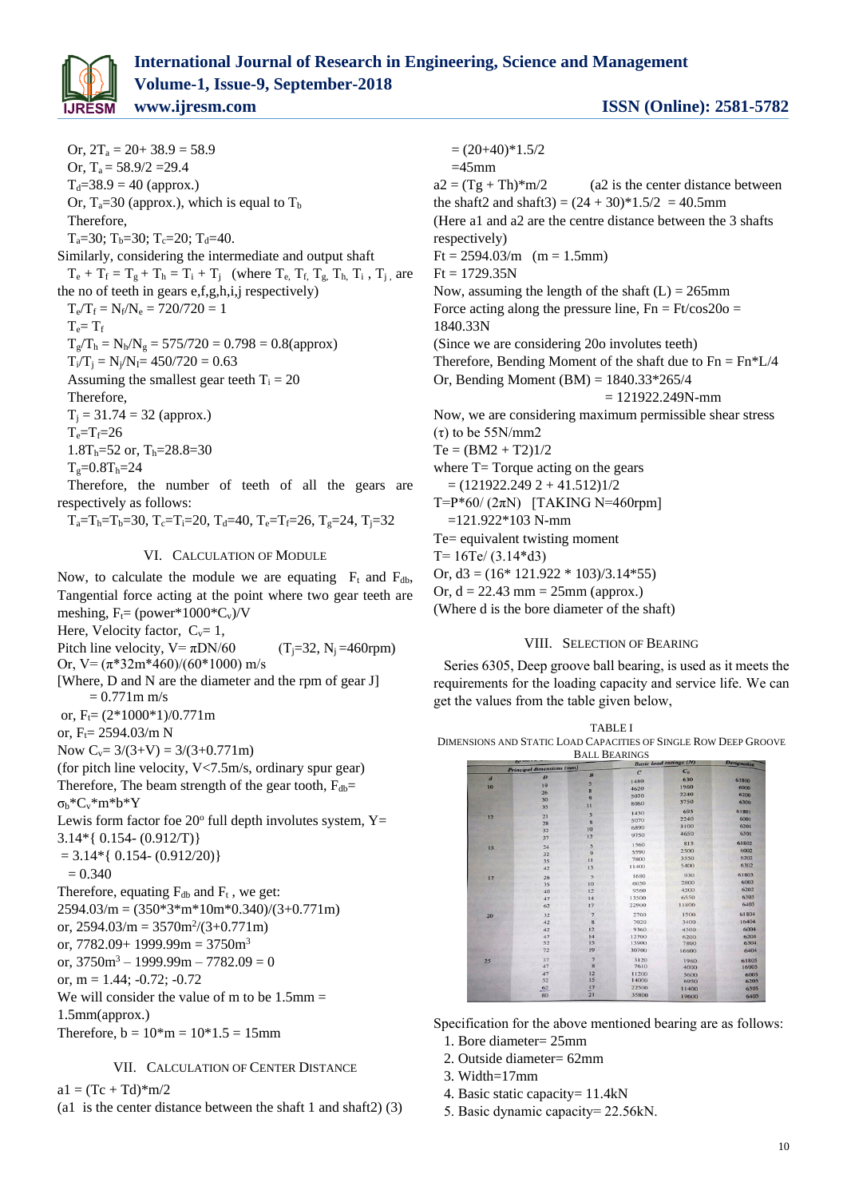Or, $2T_a = 20 + 38.9 = 58.9$

Or, $T_a = 58.9/2 = 29.4$

$T_d = 38.9 = 40$ (approx.)

Or, $T_a = 30$ (approx.), which is equal to $T_b$

Therefore,

$T_a=30$; $T_b=30$; $T_c=20$; $T_d=40$.

Similarly, considering the intermediate and output shaft

$T_e + T_f = T_g + T_h = T_i + T_j$ (where $T_e$, $T_f$, $T_g$, $T_h$, $T_i$, $T_j$, are the no of teeth in gears e,f,g,h,i,j respectively)

$T_e/T_f = N_f/N_e = 720/720 = 1$

$T_e = T_f$

$T_g/T_h = N_h/N_g = 575/720 = 0.798 = 0.8$(approx)

$T_i/T_j = N_j/N_I = 450/720 = 0.63$

Assuming the smallest gear teeth $T_i = 20$

Therefore,

$T_j = 31.74 = 32$ (approx.)

$T_e=T_f=26$

$1.8T_h=52$ or, $T_h=28.8=30$

$T_g=0.8T_h=24$

Therefore, the number of teeth of all the gears are respectively as follows:

$T_a=T_h=T_b=30$, $T_c=T_i=20$, $T_d=40$, $T_e=T_f=26$, $T_g=24$, $T_j=32$

## VI. Calculation of Module

Now, to calculate the module we are equating $F_t$ and $F_{db}$, Tangential force acting at the point where two gear teeth are meshing, $F_t$= (power*1000*$C_v$)/V

Here, Velocity factor, $C_v$= 1,

Pitch line velocity, V= $\pi$DN/60 ($T_j$=32, $N_j$ =460rpm)

Or, V= ($\pi$*32m*460)/(60*1000) m/s

[Where, D and N are the diameter and the rpm of gear J]

= 0.771m m/s

or, $F_t$= (2*1000*1)/0.771m

or, $F_t$= 2594.03/m N

Now $C_v$= 3/(3+V) = 3/(3+0.771m)

(for pitch line velocity, V<7.5m/s, ordinary spur gear)

Therefore, The beam strength of the gear tooth, $F_{db}$= $\sigma_b$*$C_v$*m*b*Y

Lewis form factor foe 20° full depth involutes system, Y= 3.14*{ 0.154- (0.912/T)}

= 3.14*{ 0.154- (0.912/20)}

= 0.340

Therefore, equating $F_{db}$ and $F_t$ , we get:

2594.03/m = (350*3*m*10m*0.340)/(3+0.771m)

or, 2594.03/m = 3570m²/(3+0.771m)

or, 7782.09+ 1999.99m = 3750m³

or, 3750m³ – 1999.99m – 7782.09 = 0

or, m = 1.44; -0.72; -0.72

We will consider the value of m to be 1.5mm = 1.5mm(approx.)

Therefore, b = 10*m = 10*1.5 = 15mm

## VII. Calculation of Center Distance

a1 = (Tc + Td)*m/2

(a1 is the center distance between the shaft 1 and shaft2) (3)

= (20+40)*1.5/2

=45mm

a2 = (Tg + Th)*m/2 (a2 is the center distance between the shaft2 and shaft3) = (24 + 30)*1.5/2 = 40.5mm

(Here a1 and a2 are the centre distance between the 3 shafts respectively)

Ft = 2594.03/m (m = 1.5mm)

Ft = 1729.35N

Now, assuming the length of the shaft (L) = 265mm

Force acting along the pressure line, Fn = Ft/cos20o = 1840.33N

(Since we are considering 20o involutes teeth)

Therefore, Bending Moment of the shaft due to Fn = Fn*L/4

Or, Bending Moment (BM) = 1840.33*265/4

= 121922.249N-mm

Now, we are considering maximum permissible shear stress ($\tau$) to be 55N/mm2

Te = (BM2 + T2)1/2

where T= Torque acting on the gears

= (121922.249 2 + 41.512)1/2

T=P*60/ (2$\pi$N) [TAKING N=460rpm]

=121.922*103 N-mm

Te= equivalent twisting moment

T= 16Te/ (3.14*d3)

Or, d3 = (16* 121.922 * 103)/3.14*55)

Or, d = 22.43 mm = 25mm (approx.)

(Where d is the bore diameter of the shaft)

## VIII. Selection of Bearing

Series 6305, Deep groove ball bearing, is used as it meets the requirements for the loading capacity and service life. We can get the values from the table given below,

TABLE I

Dimensions and Static Load Capacities of Single Row Deep Groove Ball Bearings

| Principal dimensions (mm) | | | Basic load ratings (N) | | Designation |
|---|---|---|---|---|---|
| d | D | B | C | C₀ | |
| 10 | 19 | 5 | 1480 | 630 | 61800 |
| | 26 | 8 | 4620 | 1960 | 6000 |
| | 30 | 9 | 5070 | 2240 | 6200 |
| | 35 | 11 | 8060 | 3750 | 6300 |
| 12 | 21 | 5 | 1430 | 695 | 61801 |
| | 28 | 8 | 5070 | 2240 | 6001 |
| | 32 | 10 | 6890 | 3100 | 6201 |
| | 37 | 12 | 9750 | 4650 | 6301 |
| 15 | 24 | 5 | 1560 | 815 | 61802 |
| | 32 | 9 | 5590 | 2500 | 6002 |
| | 35 | 11 | 7800 | 3550 | 6202 |
| | 42 | 13 | 11400 | 5400 | 6302 |
| 17 | 26 | 5 | 1680 | 930 | 61803 |
| | 35 | 10 | 6050 | 2800 | 6003 |
| | 40 | 12 | 9560 | 4500 | 6203 |
| | 47 | 14 | 13500 | 6550 | 6303 |
| | 62 | 17 | 22900 | 11800 | 6403 |
| 20 | 32 | 7 | 2700 | 1500 | 61804 |
| | 42 | 8 | 7020 | 3400 | 16404 |
| | 42 | 12 | 9360 | 4500 | 6004 |
| | 47 | 14 | 12700 | 6200 | 6204 |
| | 52 | 15 | 15900 | 7800 | 6304 |
| | 72 | 19 | 30700 | 16600 | 6404 |
| 25 | 37 | 7 | 3120 | 1960 | 61805 |
| | 47 | 8 | 7610 | 4000 | 16005 |
| | 47 | 12 | 11200 | 5600 | 6005 |
| | 52 | 15 | 14000 | 6950 | 6205 |
| | 62 | 17 | 22500 | 11400 | 6305 |
| | 80 | 21 | 35800 | 19600 | 6405 |

Specification for the above mentioned bearing are as follows:

1. Bore diameter= 25mm
2. Outside diameter= 62mm
3. Width=17mm
4. Basic static capacity= 11.4kN
5. Basic dynamic capacity= 22.56kN.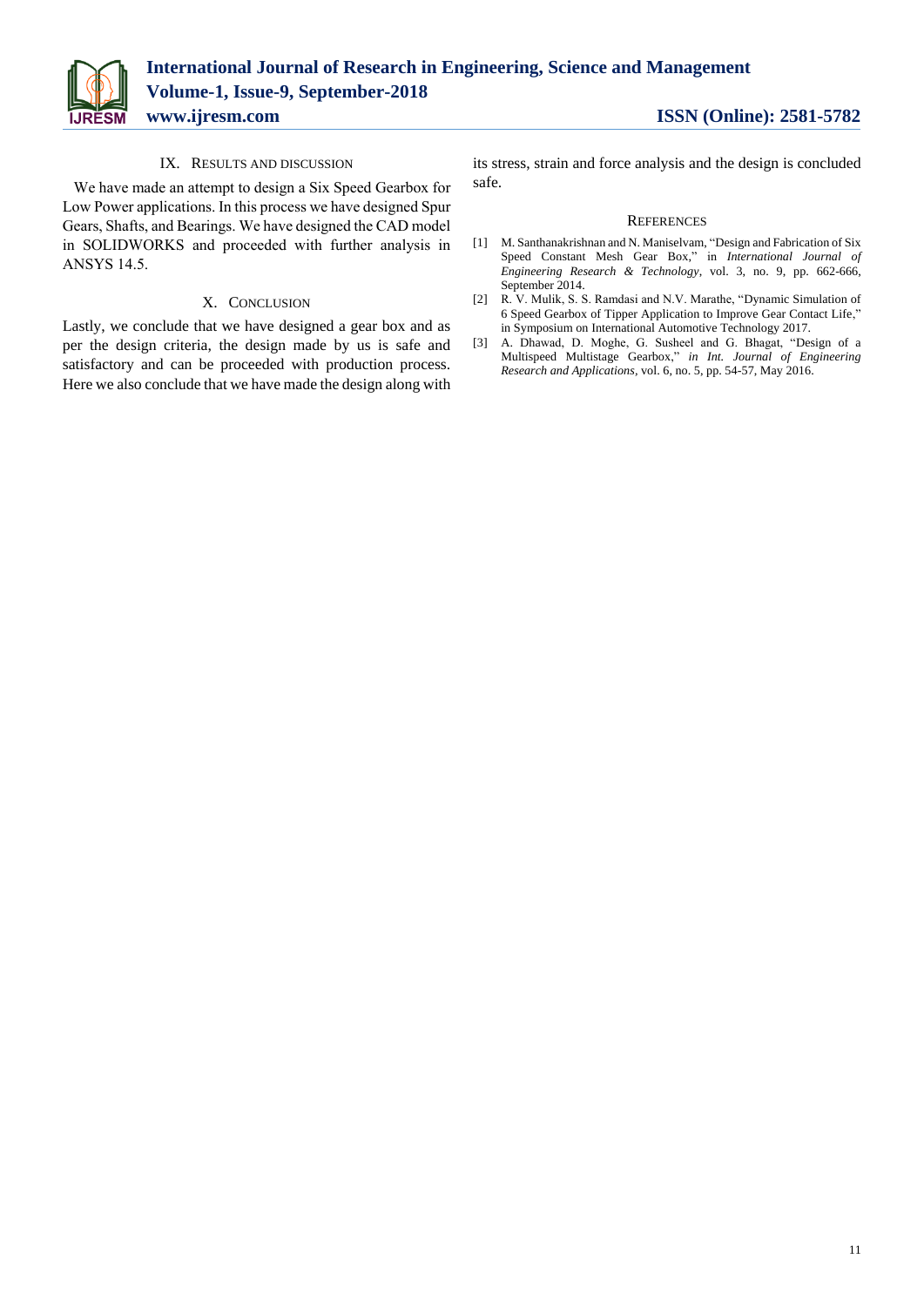## IX. RESULTS AND DISCUSSION

We have made an attempt to design a Six Speed Gearbox for Low Power applications. In this process we have designed Spur Gears, Shafts, and Bearings. We have designed the CAD model in SOLIDWORKS and proceeded with further analysis in ANSYS 14.5.

## X. CONCLUSION

Lastly, we conclude that we have designed a gear box and as per the design criteria, the design made by us is safe and satisfactory and can be proceeded with production process. Here we also conclude that we have made the design along with its stress, strain and force analysis and the design is concluded safe.

## REFERENCES

[1] M. Santhanakrishnan and N. Maniselvam, "Design and Fabrication of Six Speed Constant Mesh Gear Box," in *International Journal of Engineering Research & Technology*, vol. 3, no. 9, pp. 662-666, September 2014.

[2] R. V. Mulik, S. S. Ramdasi and N.V. Marathe, "Dynamic Simulation of 6 Speed Gearbox of Tipper Application to Improve Gear Contact Life," in Symposium on International Automotive Technology 2017.

[3] A. Dhawad, D. Moghe, G. Susheel and G. Bhagat, "Design of a Multispeed Multistage Gearbox," *in Int. Journal of Engineering Research and Applications*, vol. 6, no. 5, pp. 54-57, May 2016.